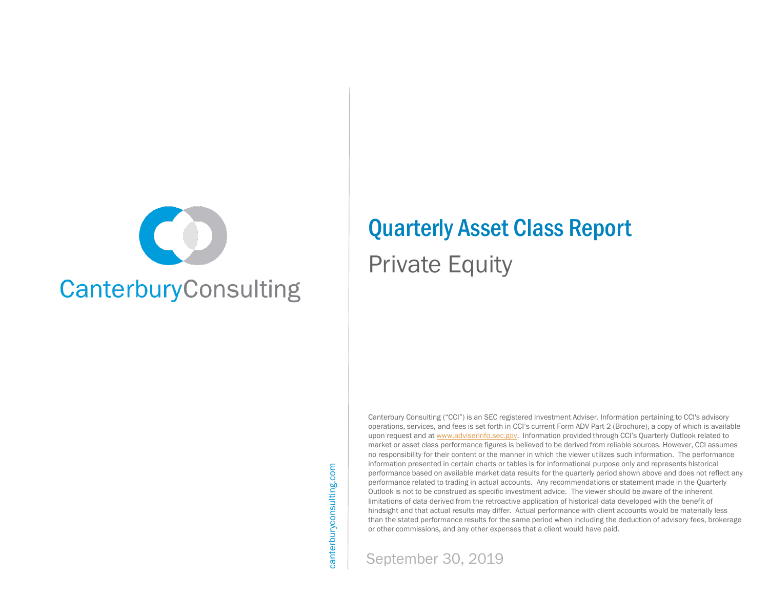CanterburyConsulting

# Quarterly Asset Class Report

## Private Equity

Canterbury Consulting ("CCI") is an SEC registered Investment Adviser. Information pertaining to CCI's advisory operations, services, and fees is set forth in CCI's current Form ADV Part 2 (Brochure), a copy of which is available upon request and at www.adviserinfo.sec.gov. Information provided through CCI's Quarterly Outlook related to market or asset class performance figures is believed to be derived from reliable sources. However, CCI assumes no responsibility for their content or the manner in which the viewer utilizes such information. The performance information presented in certain charts or tables is for informational purpose only and represents historical performance based on available market data results for the quarterly period shown above and does not reflect any performance related to trading in actual accounts. Any recommendations or statement made in the Quarterly Outlook is not to be construed as specific investment advice. The viewer should be aware of the inherent limitations of data derived from the retroactive application of historical data developed with the benefit of hindsight and that actual results may differ. Actual performance with client accounts would be materially less than the stated performance results for the same period when including the deduction of advisory fees, brokerage or other commissions, and any other expenses that a client would have paid.

canterburyconsulting.com

September 30, 2019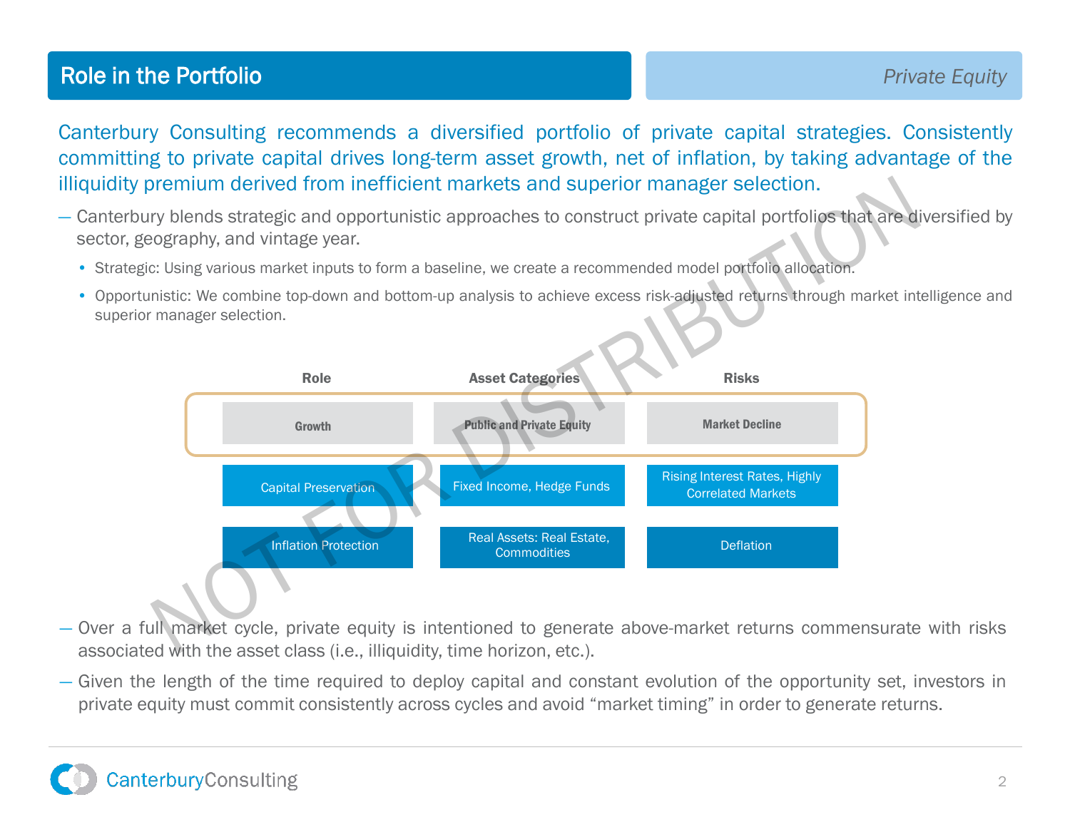## Role in the Portfolio

*Private Equity*

Canterbury Consulting recommends a diversified portfolio of private capital strategies. Consistently committing to private capital drives long-term asset growth, net of inflation, by taking advantage of the illiquidity premium derived from inefficient markets and superior manager selection.

— Canterbury blends strategic and opportunistic approaches to construct private capital portfolios that are diversified by sector, geography, and vintage year.

- Strategic: Using various market inputs to form a baseline, we create a recommended model portfolio allocation.
- Opportunistic: We combine top-down and bottom-up analysis to achieve excess risk-adjusted returns through market intelligence and superior manager selection.

| Role | Asset Categories | Risks |
| --- | --- | --- |
| **Growth** | **Public and Private Equity** | **Market Decline** |
| Capital Preservation | Fixed Income, Hedge Funds | Rising Interest Rates, Highly Correlated Markets |
| Inflation Protection | Real Assets: Real Estate, Commodities | Deflation |

— Over a full market cycle, private equity is intentioned to generate above-market returns commensurate with risks associated with the asset class (i.e., illiquidity, time horizon, etc.).

— Given the length of the time required to deploy capital and constant evolution of the opportunity set, investors in private equity must commit consistently across cycles and avoid "market timing" in order to generate returns.

NOT FOR DISTRIBUTION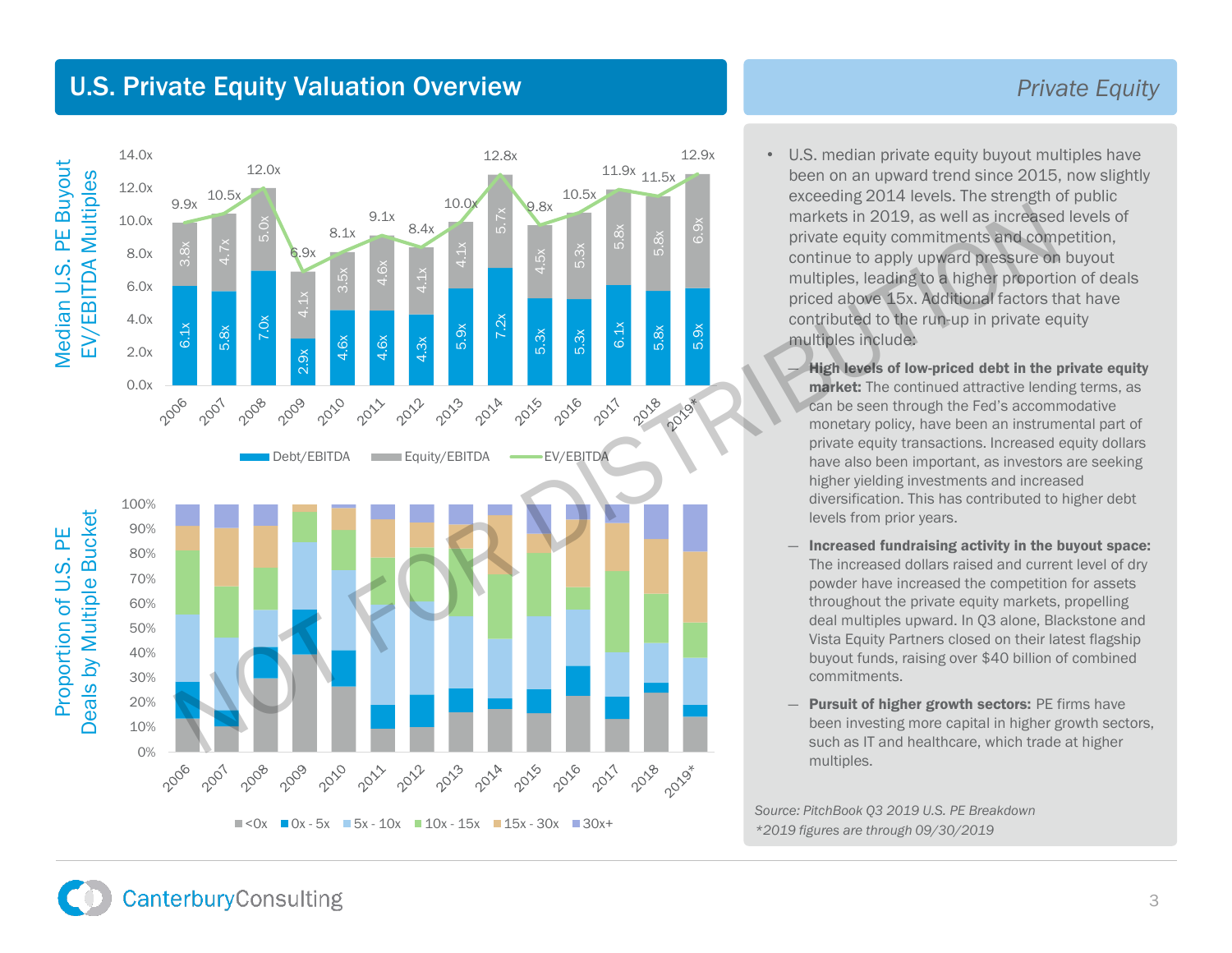# U.S. Private Equity Valuation Overview

*Private Equity*

Median U.S. PE Buyout EV/EBITDA Multiples

| Year | Debt/EBITDA | Equity/EBITDA | EV/EBITDA |
|---|---|---|---|
| 2006 | 6.1x | 3.8x | 9.9x |
| 2007 | 5.8x | 4.7x | 10.5x |
| 2008 | 7.0x | 5.0x | 12.0x |
| 2009 | 2.9x | 4.1x | 6.9x |
| 2010 | 4.6x | 3.5x | 8.1x |
| 2011 | 4.6x | 4.6x | 9.1x |
| 2012 | 4.3x | 4.1x | 8.4x |
| 2013 | 5.9x | 4.1x | 10.0x |
| 2014 | 7.2x | 5.7x | 12.8x |
| 2015 | 5.3x | 4.5x | 9.8x |
| 2016 | 5.3x | 5.3x | 10.5x |
| 2017 | 6.1x | 5.8x | 11.9x |
| 2018 | 5.8x | 5.8x | 11.5x |
| 2019* | 5.9x | 6.9x | 12.9x |

Proportion of U.S. PE Deals by Multiple Bucket

Legend: <0x, 0x - 5x, 5x - 10x, 10x - 15x, 15x - 30x, 30x+

- U.S. median private equity buyout multiples have been on an upward trend since 2015, now slightly exceeding 2014 levels. The strength of public markets in 2019, as well as increased levels of private equity commitments and competition, continue to apply upward pressure on buyout multiples, leading to a higher proportion of deals priced above 15x. Additional factors that have contributed to the run-up in private equity multiples include:
  - **High levels of low-priced debt in the private equity market:** The continued attractive lending terms, as can be seen through the Fed's accommodative monetary policy, have been an instrumental part of private equity transactions. Increased equity dollars have also been important, as investors are seeking higher yielding investments and increased diversification. This has contributed to higher debt levels from prior years.
  - **Increased fundraising activity in the buyout space:** The increased dollars raised and current level of dry powder have increased the competition for assets throughout the private equity markets, propelling deal multiples upward. In Q3 alone, Blackstone and Vista Equity Partners closed on their latest flagship buyout funds, raising over $40 billion of combined commitments.
  - **Pursuit of higher growth sectors:** PE firms have been investing more capital in higher growth sectors, such as IT and healthcare, which trade at higher multiples.

*Source: PitchBook Q3 2019 U.S. PE Breakdown*

**2019 figures are through 09/30/2019*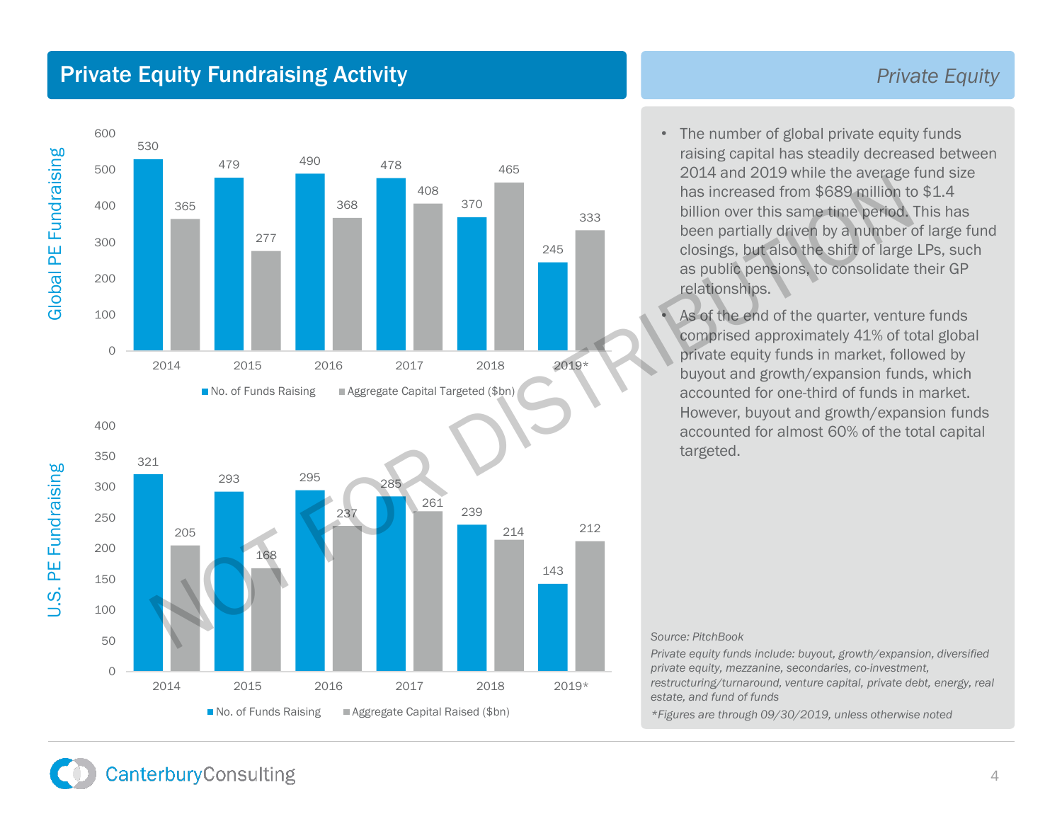# Private Equity Fundraising Activity

*Private Equity*

**Global PE Fundraising**

| Year | No. of Funds Raising | Aggregate Capital Targeted ($bn) |
|---|---|---|
| 2014 | 530 | 365 |
| 2015 | 479 | 277 |
| 2016 | 490 | 368 |
| 2017 | 478 | 408 |
| 2018 | 370 | 465 |
| 2019* | 245 | 333 |

**U.S. PE Fundraising**

| Year | No. of Funds Raising | Aggregate Capital Raised ($bn) |
|---|---|---|
| 2014 | 321 | 205 |
| 2015 | 293 | 168 |
| 2016 | 295 | 237 |
| 2017 | 285 | 261 |
| 2018 | 239 | 214 |
| 2019* | 143 | 212 |

- The number of global private equity funds raising capital has steadily decreased between 2014 and 2019 while the average fund size has increased from $689 million to $1.4 billion over this same time period. This has been partially driven by a number of large fund closings, but also the shift of large LPs, such as public pensions, to consolidate their GP relationships.
- As of the end of the quarter, venture funds comprised approximately 41% of total global private equity funds in market, followed by buyout and growth/expansion funds, which accounted for one-third of funds in market. However, buyout and growth/expansion funds accounted for almost 60% of the total capital targeted.

*Source: PitchBook*

*Private equity funds include: buyout, growth/expansion, diversified private equity, mezzanine, secondaries, co-investment, restructuring/turnaround, venture capital, private debt, energy, real estate, and fund of funds*

*Figures are through 09/30/2019, unless otherwise noted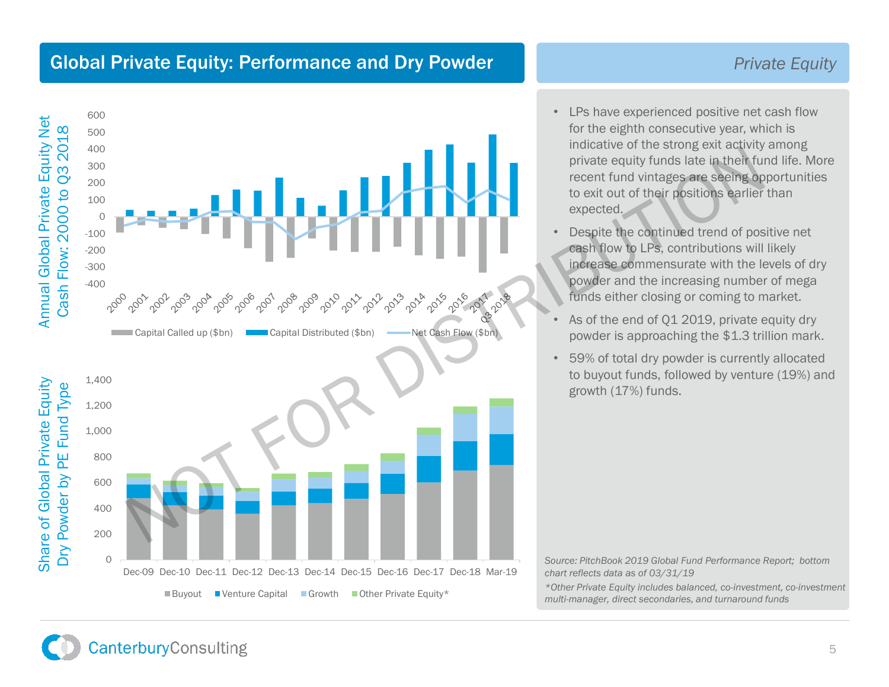# Global Private Equity: Performance and Dry Powder

*Private Equity*

Annual Global Private Equity Net Cash Flow: 2000 to Q3 2018

Capital Called up ($bn) | Capital Distributed ($bn) | Net Cash Flow ($bn)

Share of Global Private Equity Dry Powder by PE Fund Type

Buyout | Venture Capital | Growth | Other Private Equity*

- LPs have experienced positive net cash flow for the eighth consecutive year, which is indicative of the strong exit activity among private equity funds late in their fund life. More recent fund vintages are seeing opportunities to exit out of their positions earlier than expected.
- Despite the continued trend of positive net cash flow to LPs, contributions will likely increase commensurate with the levels of dry powder and the increasing number of mega funds either closing or coming to market.
- As of the end of Q1 2019, private equity dry powder is approaching the $1.3 trillion mark.
- 59% of total dry powder is currently allocated to buyout funds, followed by venture (19%) and growth (17%) funds.

*Source: PitchBook 2019 Global Fund Performance Report; bottom chart reflects data as of 03/31/19*

*\*Other Private Equity includes balanced, co-investment, co-investment multi-manager, direct secondaries, and turnaround funds*

NOT FOR DISTRIBUTION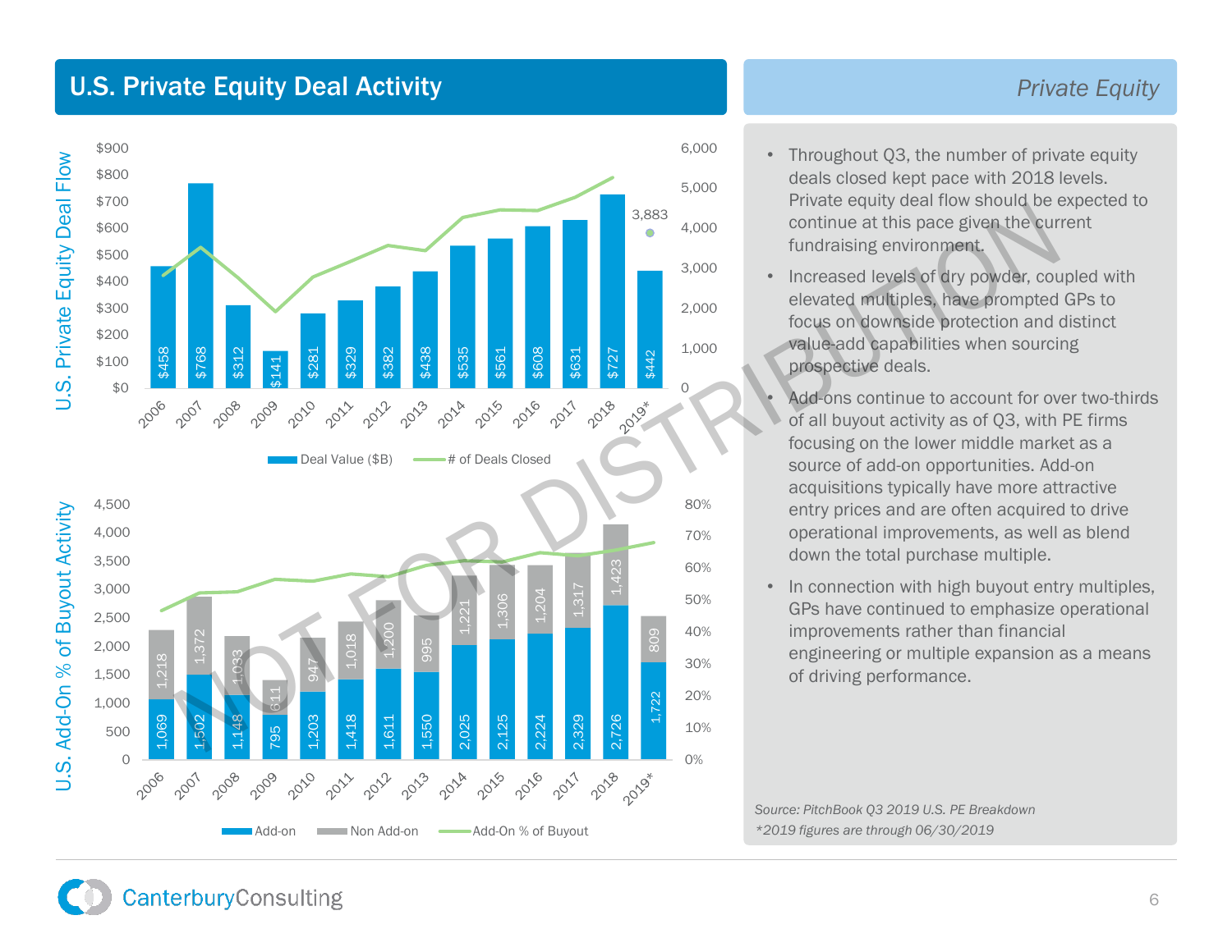# U.S. Private Equity Deal Activity

## Private Equity

| Year | Deal Value ($B) |
|---|---|
| 2006 | $458 |
| 2007 | $768 |
| 2008 | $312 |
| 2009 | $141 |
| 2010 | $281 |
| 2011 | $329 |
| 2012 | $382 |
| 2013 | $438 |
| 2014 | $535 |
| 2015 | $561 |
| 2016 | $608 |
| 2017 | $631 |
| 2018 | $727 |
| 2019* | $442 |

\# of Deals Closed, 2019*: 3,883

Legend: Deal Value ($B) — # of Deals Closed

| Year | Add-on | Non Add-on |
|---|---|---|
| 2006 | 1,069 | 1,218 |
| 2007 | 1,502 | 1,372 |
| 2008 | 1,148 | 1,033 |
| 2009 | 795 | 611 |
| 2010 | 1,203 | 947 |
| 2011 | 1,418 | 1,018 |
| 2012 | 1,611 | 1,200 |
| 2013 | 1,550 | 995 |
| 2014 | 2,025 | 1,221 |
| 2015 | 2,125 | 1,306 |
| 2016 | 2,224 | 1,204 |
| 2017 | 2,329 | 1,317 |
| 2018 | 2,726 | 1,423 |
| 2019* | 1,722 | 809 |

Legend: Add-on — Non Add-on — Add-On % of Buyout

- Throughout Q3, the number of private equity deals closed kept pace with 2018 levels. Private equity deal flow should be expected to continue at this pace given the current fundraising environment.
- Increased levels of dry powder, coupled with elevated multiples, have prompted GPs to focus on downside protection and distinct value-add capabilities when sourcing prospective deals.
- Add-ons continue to account for over two-thirds of all buyout activity as of Q3, with PE firms focusing on the lower middle market as a source of add-on opportunities. Add-on acquisitions typically have more attractive entry prices and are often acquired to drive operational improvements, as well as blend down the total purchase multiple.
- In connection with high buyout entry multiples, GPs have continued to emphasize operational improvements rather than financial engineering or multiple expansion as a means of driving performance.

*Source: PitchBook Q3 2019 U.S. PE Breakdown*

*\*2019 figures are through 06/30/2019*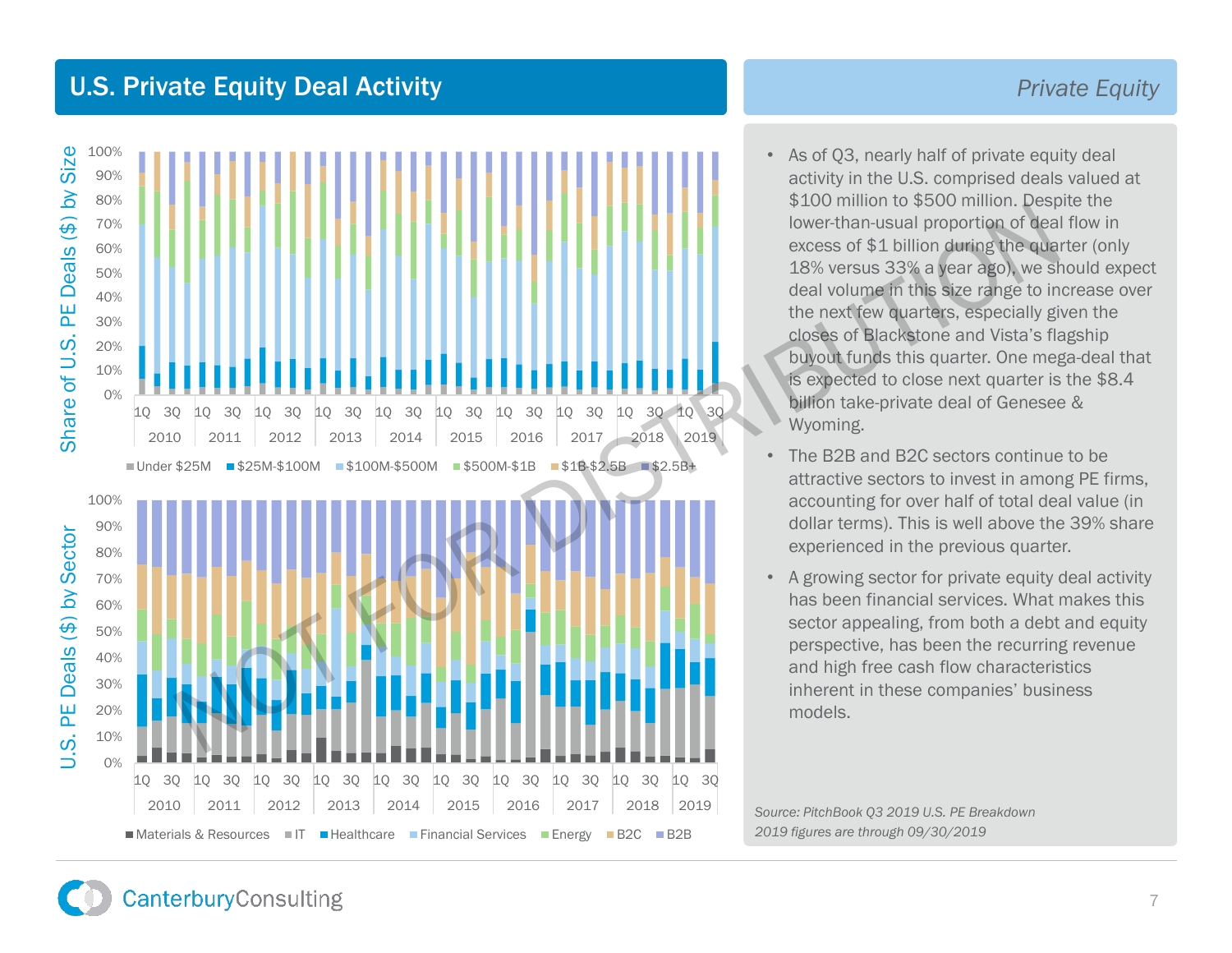# U.S. Private Equity Deal Activity

*Private Equity*

Share of U.S. PE Deals ($) by Size

Under $25M | $25M-$100M | $100M-$500M | $500M-$1B | $1B-$2.5B | $2.5B+

U.S. PE Deals ($) by Sector

Materials & Resources | IT | Healthcare | Financial Services | Energy | B2C | B2B

- As of Q3, nearly half of private equity deal activity in the U.S. comprised deals valued at $100 million to $500 million. Despite the lower-than-usual proportion of deal flow in excess of $1 billion during the quarter (only 18% versus 33% a year ago), we should expect deal volume in this size range to increase over the next few quarters, especially given the closes of Blackstone and Vista's flagship buyout funds this quarter. One mega-deal that is expected to close next quarter is the $8.4 billion take-private deal of Genesee & Wyoming.
- The B2B and B2C sectors continue to be attractive sectors to invest in among PE firms, accounting for over half of total deal value (in dollar terms). This is well above the 39% share experienced in the previous quarter.
- A growing sector for private equity deal activity has been financial services. What makes this sector appealing, from both a debt and equity perspective, has been the recurring revenue and high free cash flow characteristics inherent in these companies' business models.

*Source: PitchBook Q3 2019 U.S. PE Breakdown*
*2019 figures are through 09/30/2019*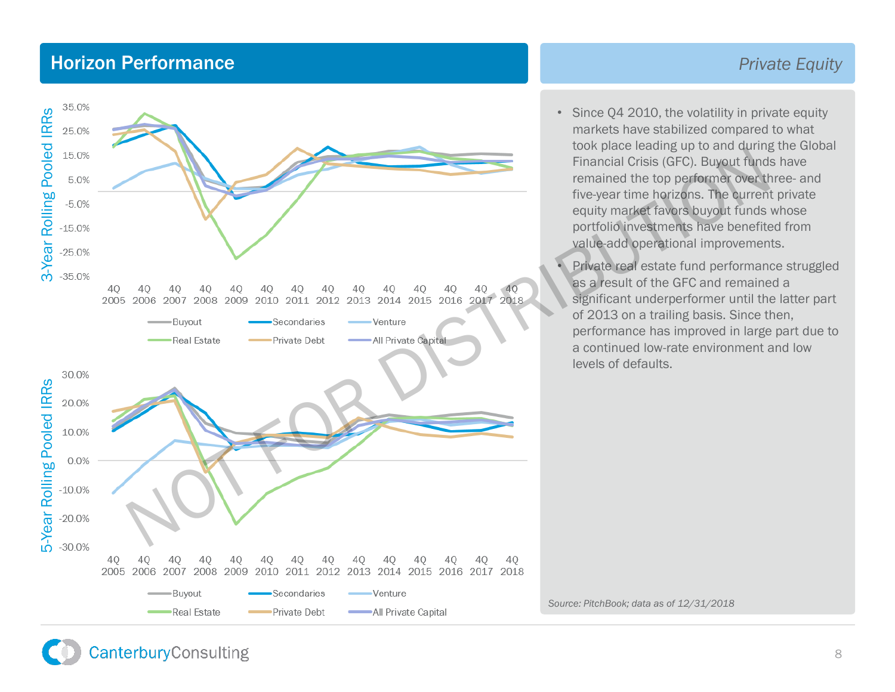## Horizon Performance

*Private Equity*

3-Year Rolling Pooled IRRs

35.0%
25.0%
15.0%
5.0%
-5.0%
-15.0%
-25.0%
-35.0%

4Q 2005 4Q 2006 4Q 2007 4Q 2008 4Q 2009 4Q 2010 4Q 2011 4Q 2012 4Q 2013 4Q 2014 4Q 2015 4Q 2016 4Q 2017 4Q 2018

Buyout, Secondaries, Venture, Real Estate, Private Debt, All Private Capital

5-Year Rolling Pooled IRRs

30.0%
20.0%
10.0%
0.0%
-10.0%
-20.0%
-30.0%

4Q 2005 4Q 2006 4Q 2007 4Q 2008 4Q 2009 4Q 2010 4Q 2011 4Q 2012 4Q 2013 4Q 2014 4Q 2015 4Q 2016 4Q 2017 4Q 2018

Buyout, Secondaries, Venture, Real Estate, Private Debt, All Private Capital

NOT FOR DISTRIBUTION

- Since Q4 2010, the volatility in private equity markets have stabilized compared to what took place leading up to and during the Global Financial Crisis (GFC). Buyout funds have remained the top performer over three- and five-year time horizons. The current private equity market favors buyout funds whose portfolio investments have benefited from value-add operational improvements.
- Private real estate fund performance struggled as a result of the GFC and remained a significant underperformer until the latter part of 2013 on a trailing basis. Since then, performance has improved in large part due to a continued low-rate environment and low levels of defaults.

*Source: PitchBook; data as of 12/31/2018*

CanterburyConsulting